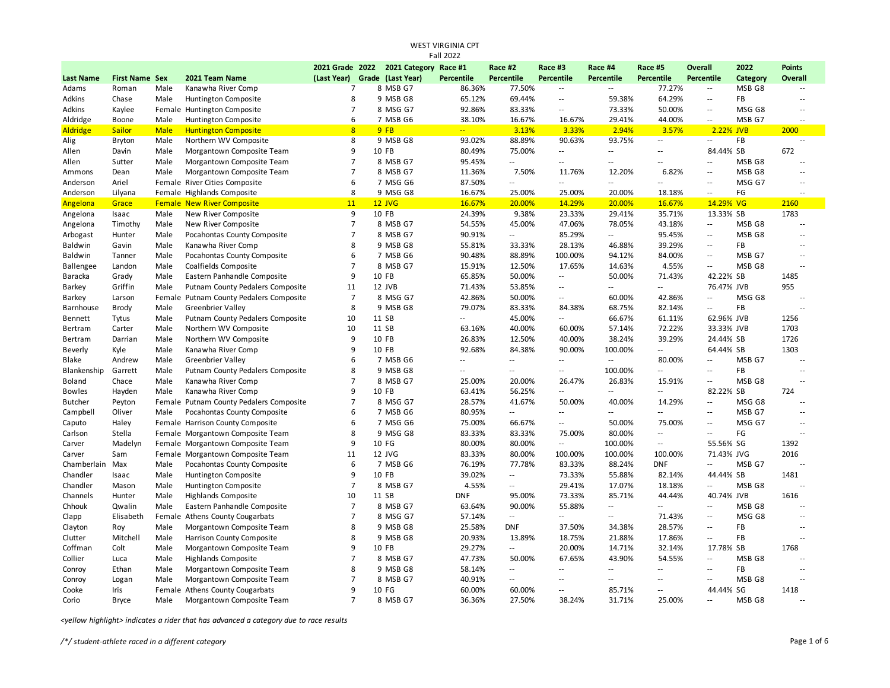WEST VIRGINIA CPT
Fall 2022

| Last Name | First Name | Sex | 2021 Team Name | 2021 Grade (Last Year) | 2022 Grade | 2021 Category (Last Year) | Race #1 Percentile | Race #2 Percentile | Race #3 Percentile | Race #4 Percentile | Race #5 Percentile | Overall Percentile | 2022 Category | Points Overall |
|---|---|---|---|---|---|---|---|---|---|---|---|---|---|---|
| Adams | Roman | Male | Kanawha River Comp | 7 | 8 | MSB G7 | 86.36% | 77.50% | -- | -- | 77.27% | -- | MSB G8 | -- |
| Adkins | Chase | Male | Huntington Composite | 8 | 9 | MSB G8 | 65.12% | 69.44% | -- | 59.38% | 64.29% | -- | FB | -- |
| Adkins | Kaylee | Female | Huntington Composite | 7 | 8 | MSG G7 | 92.86% | 83.33% | -- | 73.33% | 50.00% | -- | MSG G8 | -- |
| Aldridge | Boone | Male | Huntington Composite | 6 | 7 | MSB G6 | 38.10% | 16.67% | 16.67% | 29.41% | 44.00% | -- | MSB G7 | -- |
| Aldridge | Sailor | Male | Huntington Composite | 8 | 9 | FB | -- | 3.13% | 3.33% | 2.94% | 3.57% | 2.22% | JVB | 2000 |
| Alig | Bryton | Male | Northern WV Composite | 8 | 9 | MSB G8 | 93.02% | 88.89% | 90.63% | 93.75% | -- | -- | FB | -- |
| Allen | Davin | Male | Morgantown Composite Team | 9 | 10 | FB | 80.49% | 75.00% | -- | -- | -- | 84.44% | SB | 672 |
| Allen | Sutter | Male | Morgantown Composite Team | 7 | 8 | MSB G7 | 95.45% | -- | -- | -- | -- | -- | MSB G8 | -- |
| Ammons | Dean | Male | Morgantown Composite Team | 7 | 8 | MSB G7 | 11.36% | 7.50% | 11.76% | 12.20% | 6.82% | -- | MSB G8 | -- |
| Anderson | Ariel | Female | River Cities Composite | 6 | 7 | MSG G6 | 87.50% | -- | -- | -- | -- | -- | MSG G7 | -- |
| Anderson | Lilyana | Female | Highlands Composite | 8 | 9 | MSG G8 | 16.67% | 25.00% | 25.00% | 20.00% | 18.18% | -- | FG | -- |
| Angelona | Grace | Female | New River Composite | 11 | 12 | JVG | 16.67% | 20.00% | 14.29% | 20.00% | 16.67% | 14.29% | VG | 2160 |
| Angelona | Isaac | Male | New River Composite | 9 | 10 | FB | 24.39% | 9.38% | 23.33% | 29.41% | 35.71% | 13.33% | SB | 1783 |
| Angelona | Timothy | Male | New River Composite | 7 | 8 | MSB G7 | 54.55% | 45.00% | 47.06% | 78.05% | 43.18% | -- | MSB G8 | -- |
| Arbogast | Hunter | Male | Pocahontas County Composite | 7 | 8 | MSB G7 | 90.91% | -- | 85.29% | -- | 95.45% | -- | MSB G8 | -- |
| Baldwin | Gavin | Male | Kanawha River Comp | 8 | 9 | MSB G8 | 55.81% | 33.33% | 28.13% | 46.88% | 39.29% | -- | FB | -- |
| Baldwin | Tanner | Male | Pocahontas County Composite | 6 | 7 | MSB G6 | 90.48% | 88.89% | 100.00% | 94.12% | 84.00% | -- | MSB G7 | -- |
| Ballengee | Landon | Male | Coalfields Composite | 7 | 8 | MSB G7 | 15.91% | 12.50% | 17.65% | 14.63% | 4.55% | -- | MSB G8 | -- |
| Baracka | Grady | Male | Eastern Panhandle Composite | 9 | 10 | FB | 65.85% | 50.00% | -- | 50.00% | 71.43% | 42.22% | SB | 1485 |
| Barkey | Griffin | Male | Putnam County Pedalers Composite | 11 | 12 | JVB | 71.43% | 53.85% | -- | -- | -- | 76.47% | JVB | 955 |
| Barkey | Larson | Female | Putnam County Pedalers Composite | 7 | 8 | MSG G7 | 42.86% | 50.00% | -- | 60.00% | 42.86% | -- | MSG G8 | -- |
| Barnhouse | Brody | Male | Greenbrier Valley | 8 | 9 | MSB G8 | 79.07% | 83.33% | 84.38% | 68.75% | 82.14% | -- | FB | -- |
| Bennett | Tytus | Male | Putnam County Pedalers Composite | 10 | 11 | SB | -- | 45.00% | -- | 66.67% | 61.11% | 62.96% | JVB | 1256 |
| Bertram | Carter | Male | Northern WV Composite | 10 | 11 | SB | 63.16% | 40.00% | 60.00% | 57.14% | 72.22% | 33.33% | JVB | 1703 |
| Bertram | Darrian | Male | Northern WV Composite | 9 | 10 | FB | 26.83% | 12.50% | 40.00% | 38.24% | 39.29% | 24.44% | SB | 1726 |
| Beverly | Kyle | Male | Kanawha River Comp | 9 | 10 | FB | 92.68% | 84.38% | 90.00% | 100.00% | -- | 64.44% | SB | 1303 |
| Blake | Andrew | Male | Greenbrier Valley | 6 | 7 | MSB G6 | -- | -- | -- | -- | 80.00% | -- | MSB G7 | -- |
| Blankenship | Garrett | Male | Putnam County Pedalers Composite | 8 | 9 | MSB G8 | -- | -- | -- | 100.00% | -- | -- | FB | -- |
| Boland | Chace | Male | Kanawha River Comp | 7 | 8 | MSB G7 | 25.00% | 20.00% | 26.47% | 26.83% | 15.91% | -- | MSB G8 | -- |
| Bowles | Hayden | Male | Kanawha River Comp | 9 | 10 | FB | 63.41% | 56.25% | -- | -- | -- | 82.22% | SB | 724 |
| Butcher | Peyton | Female | Putnam County Pedalers Composite | 7 | 8 | MSG G7 | 28.57% | 41.67% | 50.00% | 40.00% | 14.29% | -- | MSG G8 | -- |
| Campbell | Oliver | Male | Pocahontas County Composite | 6 | 7 | MSB G6 | 80.95% | -- | -- | -- | -- | -- | MSB G7 | -- |
| Caputo | Haley | Female | Harrison County Composite | 6 | 7 | MSG G6 | 75.00% | 66.67% | -- | 50.00% | 75.00% | -- | MSG G7 | -- |
| Carlson | Stella | Female | Morgantown Composite Team | 8 | 9 | MSG G8 | 83.33% | 83.33% | 75.00% | 80.00% | -- | -- | FG | -- |
| Carver | Madelyn | Female | Morgantown Composite Team | 9 | 10 | FG | 80.00% | 80.00% | -- | 100.00% | -- | 55.56% | SG | 1392 |
| Carver | Sam | Female | Morgantown Composite Team | 11 | 12 | JVG | 83.33% | 80.00% | 100.00% | 100.00% | 100.00% | 71.43% | JVG | 2016 |
| Chamberlain | Max | Male | Pocahontas County Composite | 6 | 7 | MSB G6 | 76.19% | 77.78% | 83.33% | 88.24% | DNF | -- | MSB G7 | -- |
| Chandler | Isaac | Male | Huntington Composite | 9 | 10 | FB | 39.02% | -- | 73.33% | 55.88% | 82.14% | 44.44% | SB | 1481 |
| Chandler | Mason | Male | Huntington Composite | 7 | 8 | MSB G7 | 4.55% | -- | 29.41% | 17.07% | 18.18% | -- | MSB G8 | -- |
| Channels | Hunter | Male | Highlands Composite | 10 | 11 | SB | DNF | 95.00% | 73.33% | 85.71% | 44.44% | 40.74% | JVB | 1616 |
| Chhouk | Qwalin | Male | Eastern Panhandle Composite | 7 | 8 | MSB G7 | 63.64% | 90.00% | 55.88% | -- | -- | -- | MSB G8 | -- |
| Clapp | Elisabeth | Female | Athens County Cougarbats | 7 | 8 | MSG G7 | 57.14% | -- | -- | -- | 71.43% | -- | MSG G8 | -- |
| Clayton | Roy | Male | Morgantown Composite Team | 8 | 9 | MSB G8 | 25.58% | DNF | 37.50% | 34.38% | 28.57% | -- | FB | -- |
| Clutter | Mitchell | Male | Harrison County Composite | 8 | 9 | MSB G8 | 20.93% | 13.89% | 18.75% | 21.88% | 17.86% | -- | FB | -- |
| Coffman | Colt | Male | Morgantown Composite Team | 9 | 10 | FB | 29.27% | -- | 20.00% | 14.71% | 32.14% | 17.78% | SB | 1768 |
| Collier | Luca | Male | Highlands Composite | 7 | 8 | MSB G7 | 47.73% | 50.00% | 67.65% | 43.90% | 54.55% | -- | MSB G8 | -- |
| Conroy | Ethan | Male | Morgantown Composite Team | 8 | 9 | MSB G8 | 58.14% | -- | -- | -- | -- | -- | FB | -- |
| Conroy | Logan | Male | Morgantown Composite Team | 7 | 8 | MSB G7 | 40.91% | -- | -- | -- | -- | -- | MSB G8 | -- |
| Cooke | Iris | Female | Athens County Cougarbats | 9 | 10 | FG | 60.00% | 60.00% | -- | 85.71% | -- | 44.44% | SG | 1418 |
| Corio | Bryce | Male | Morgantown Composite Team | 7 | 8 | MSB G7 | 36.36% | 27.50% | 38.24% | 31.71% | 25.00% | -- | MSB G8 | -- |

*<yellow highlight> indicates a rider that has advanced a category due to race results*

*/*/ student-athlete raced in a different category*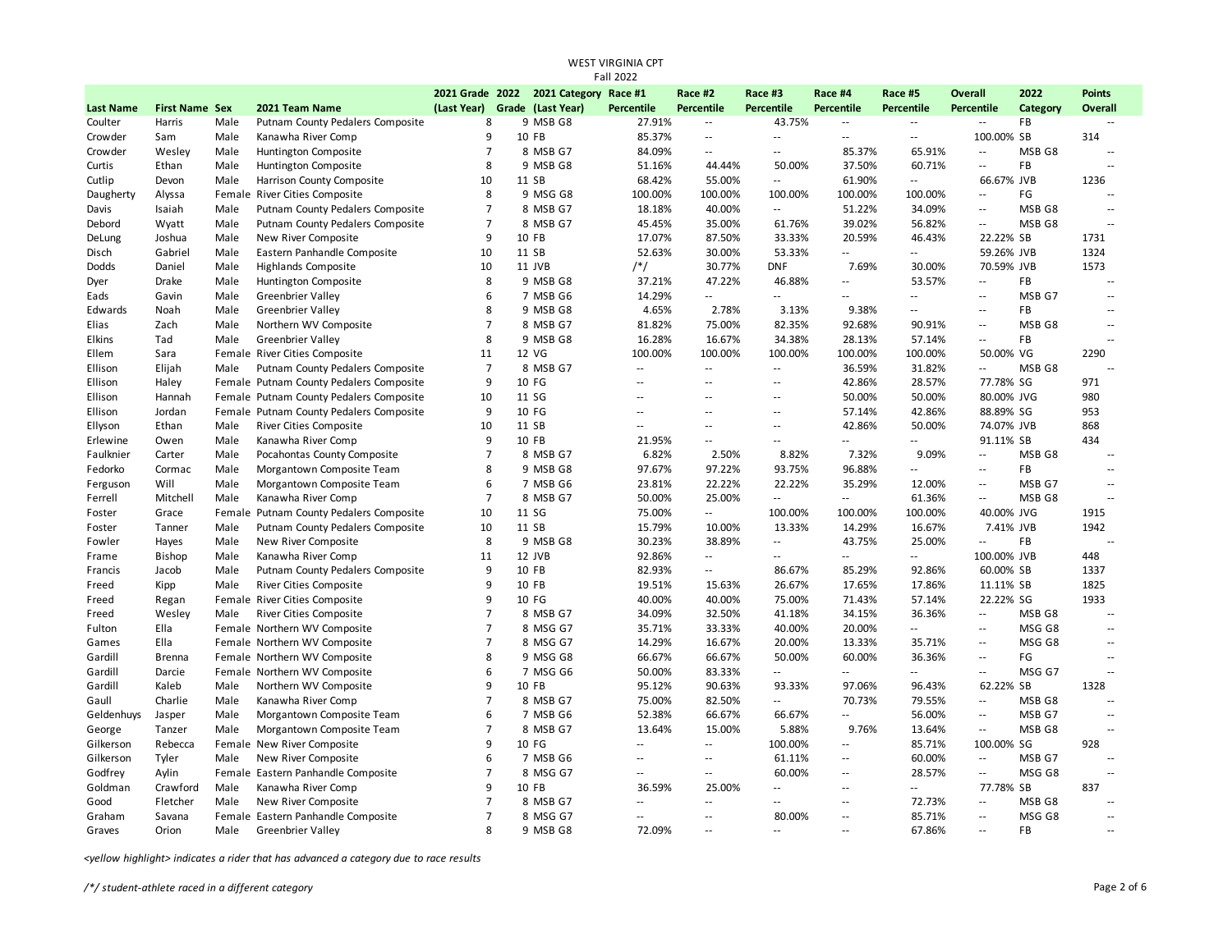WEST VIRGINIA CPT
Fall 2022

| Last Name | First Name | Sex | 2021 Team Name | 2021 Grade (Last Year) | 2022 Grade | 2021 Category (Last Year) | Race #1 Percentile | Race #2 Percentile | Race #3 Percentile | Race #4 Percentile | Race #5 Percentile | Overall Percentile | 2022 Category | Points Overall |
|---|---|---|---|---|---|---|---|---|---|---|---|---|---|---|
| Coulter | Harris | Male | Putnam County Pedalers Composite | 8 | 9 | MSB G8 | 27.91% | -- | 43.75% | -- | -- | -- | FB | -- |
| Crowder | Sam | Male | Kanawha River Comp | 9 | 10 | FB | 85.37% | -- | -- | -- | -- | 100.00% | SB | 314 |
| Crowder | Wesley | Male | Huntington Composite | 7 | 8 | MSB G7 | 84.09% | -- | -- | 85.37% | 65.91% | -- | MSB G8 | -- |
| Curtis | Ethan | Male | Huntington Composite | 8 | 9 | MSB G8 | 51.16% | 44.44% | 50.00% | 37.50% | 60.71% | -- | FB | -- |
| Cutlip | Devon | Male | Harrison County Composite | 10 | 11 | SB | 68.42% | 55.00% | -- | 61.90% | -- | 66.67% | JVB | 1236 |
| Daugherty | Alyssa | Female | River Cities Composite | 8 | 9 | MSG G8 | 100.00% | 100.00% | 100.00% | 100.00% | 100.00% | -- | FG | -- |
| Davis | Isaiah | Male | Putnam County Pedalers Composite | 7 | 8 | MSB G7 | 18.18% | 40.00% | -- | 51.22% | 34.09% | -- | MSB G8 | -- |
| Debord | Wyatt | Male | Putnam County Pedalers Composite | 7 | 8 | MSB G7 | 45.45% | 35.00% | 61.76% | 39.02% | 56.82% | -- | MSB G8 | -- |
| DeLung | Joshua | Male | New River Composite | 9 | 10 | FB | 17.07% | 87.50% | 33.33% | 20.59% | 46.43% | 22.22% | SB | 1731 |
| Disch | Gabriel | Male | Eastern Panhandle Composite | 10 | 11 | SB | 52.63% | 30.00% | 53.33% | -- | -- | 59.26% | JVB | 1324 |
| Dodds | Daniel | Male | Highlands Composite | 10 | 11 | JVB | /*/ | 30.77% | DNF | 7.69% | 30.00% | 70.59% | JVB | 1573 |
| Dyer | Drake | Male | Huntington Composite | 8 | 9 | MSB G8 | 37.21% | 47.22% | 46.88% | -- | 53.57% | -- | FB | -- |
| Eads | Gavin | Male | Greenbrier Valley | 6 | 7 | MSB G6 | 14.29% | -- | -- | -- | -- | -- | MSB G7 | -- |
| Edwards | Noah | Male | Greenbrier Valley | 8 | 9 | MSB G8 | 4.65% | 2.78% | 3.13% | 9.38% | -- | -- | FB | -- |
| Elias | Zach | Male | Northern WV Composite | 7 | 8 | MSB G7 | 81.82% | 75.00% | 82.35% | 92.68% | 90.91% | -- | MSB G8 | -- |
| Elkins | Tad | Male | Greenbrier Valley | 8 | 9 | MSB G8 | 16.28% | 16.67% | 34.38% | 28.13% | 57.14% | -- | FB | -- |
| Ellem | Sara | Female | River Cities Composite | 11 | 12 | VG | 100.00% | 100.00% | 100.00% | 100.00% | 100.00% | 50.00% | VG | 2290 |
| Ellison | Elijah | Male | Putnam County Pedalers Composite | 7 | 8 | MSB G7 | -- | -- | -- | 36.59% | 31.82% | -- | MSB G8 | -- |
| Ellison | Haley | Female | Putnam County Pedalers Composite | 9 | 10 | FG | -- | -- | -- | 42.86% | 28.57% | 77.78% | SG | 971 |
| Ellison | Hannah | Female | Putnam County Pedalers Composite | 10 | 11 | SG | -- | -- | -- | 50.00% | 50.00% | 80.00% | JVG | 980 |
| Ellison | Jordan | Female | Putnam County Pedalers Composite | 9 | 10 | FG | -- | -- | -- | 57.14% | 42.86% | 88.89% | SG | 953 |
| Ellyson | Ethan | Male | River Cities Composite | 10 | 11 | SB | -- | -- | -- | 42.86% | 50.00% | 74.07% | JVB | 868 |
| Erlewine | Owen | Male | Kanawha River Comp | 9 | 10 | FB | 21.95% | -- | -- | -- | -- | 91.11% | SB | 434 |
| Faulknier | Carter | Male | Pocahontas County Composite | 7 | 8 | MSB G7 | 6.82% | 2.50% | 8.82% | 7.32% | 9.09% | -- | MSB G8 | -- |
| Fedorko | Cormac | Male | Morgantown Composite Team | 8 | 9 | MSB G8 | 97.67% | 97.22% | 93.75% | 96.88% | -- | -- | FB | -- |
| Ferguson | Will | Male | Morgantown Composite Team | 6 | 7 | MSB G6 | 23.81% | 22.22% | 22.22% | 35.29% | 12.00% | -- | MSB G7 | -- |
| Ferrell | Mitchell | Male | Kanawha River Comp | 7 | 8 | MSB G7 | 50.00% | 25.00% | -- | -- | 61.36% | -- | MSB G8 | -- |
| Foster | Grace | Female | Putnam County Pedalers Composite | 10 | 11 | SG | 75.00% | -- | 100.00% | 100.00% | 100.00% | 40.00% | JVG | 1915 |
| Foster | Tanner | Male | Putnam County Pedalers Composite | 10 | 11 | SB | 15.79% | 10.00% | 13.33% | 14.29% | 16.67% | 7.41% | JVB | 1942 |
| Fowler | Hayes | Male | New River Composite | 8 | 9 | MSB G8 | 30.23% | 38.89% | -- | 43.75% | 25.00% | -- | FB | -- |
| Frame | Bishop | Male | Kanawha River Comp | 11 | 12 | JVB | 92.86% | -- | -- | -- | -- | 100.00% | JVB | 448 |
| Francis | Jacob | Male | Putnam County Pedalers Composite | 9 | 10 | FB | 82.93% | -- | 86.67% | 85.29% | 92.86% | 60.00% | SB | 1337 |
| Freed | Kipp | Male | River Cities Composite | 9 | 10 | FB | 19.51% | 15.63% | 26.67% | 17.65% | 17.86% | 11.11% | SB | 1825 |
| Freed | Regan | Female | River Cities Composite | 9 | 10 | FG | 40.00% | 40.00% | 75.00% | 71.43% | 57.14% | 22.22% | SG | 1933 |
| Freed | Wesley | Male | River Cities Composite | 7 | 8 | MSB G7 | 34.09% | 32.50% | 41.18% | 34.15% | 36.36% | -- | MSB G8 | -- |
| Fulton | Ella | Female | Northern WV Composite | 7 | 8 | MSG G7 | 35.71% | 33.33% | 40.00% | 20.00% | -- | -- | MSG G8 | -- |
| Games | Ella | Female | Northern WV Composite | 7 | 8 | MSG G7 | 14.29% | 16.67% | 20.00% | 13.33% | 35.71% | -- | MSG G8 | -- |
| Gardill | Brenna | Female | Northern WV Composite | 8 | 9 | MSG G8 | 66.67% | 66.67% | 50.00% | 60.00% | 36.36% | -- | FG | -- |
| Gardill | Darcie | Female | Northern WV Composite | 6 | 7 | MSG G6 | 50.00% | 83.33% | -- | -- | -- | -- | MSG G7 | -- |
| Gardill | Kaleb | Male | Northern WV Composite | 9 | 10 | FB | 95.12% | 90.63% | 93.33% | 97.06% | 96.43% | 62.22% | SB | 1328 |
| Gaull | Charlie | Male | Kanawha River Comp | 7 | 8 | MSB G7 | 75.00% | 82.50% | -- | 70.73% | 79.55% | -- | MSB G8 | -- |
| Geldenhuys | Jasper | Male | Morgantown Composite Team | 6 | 7 | MSB G6 | 52.38% | 66.67% | 66.67% | -- | 56.00% | -- | MSB G7 | -- |
| George | Tanzer | Male | Morgantown Composite Team | 7 | 8 | MSB G7 | 13.64% | 15.00% | 5.88% | 9.76% | 13.64% | -- | MSB G8 | -- |
| Gilkerson | Rebecca | Female | New River Composite | 9 | 10 | FG | -- | -- | 100.00% | -- | 85.71% | 100.00% | SG | 928 |
| Gilkerson | Tyler | Male | New River Composite | 6 | 7 | MSB G6 | -- | -- | 61.11% | -- | 60.00% | -- | MSB G7 | -- |
| Godfrey | Aylin | Female | Eastern Panhandle Composite | 7 | 8 | MSG G7 | -- | -- | 60.00% | -- | 28.57% | -- | MSG G8 | -- |
| Goldman | Crawford | Male | Kanawha River Comp | 9 | 10 | FB | 36.59% | 25.00% | -- | -- | -- | 77.78% | SB | 837 |
| Good | Fletcher | Male | New River Composite | 7 | 8 | MSB G7 | -- | -- | -- | -- | 72.73% | -- | MSB G8 | -- |
| Graham | Savana | Female | Eastern Panhandle Composite | 7 | 8 | MSG G7 | -- | -- | 80.00% | -- | 85.71% | -- | MSG G8 | -- |
| Graves | Orion | Male | Greenbrier Valley | 8 | 9 | MSB G8 | 72.09% | -- | -- | -- | 67.86% | -- | FB | -- |

*<yellow highlight> indicates a rider that has advanced a category due to race results*

*/*/ student-athlete raced in a different category*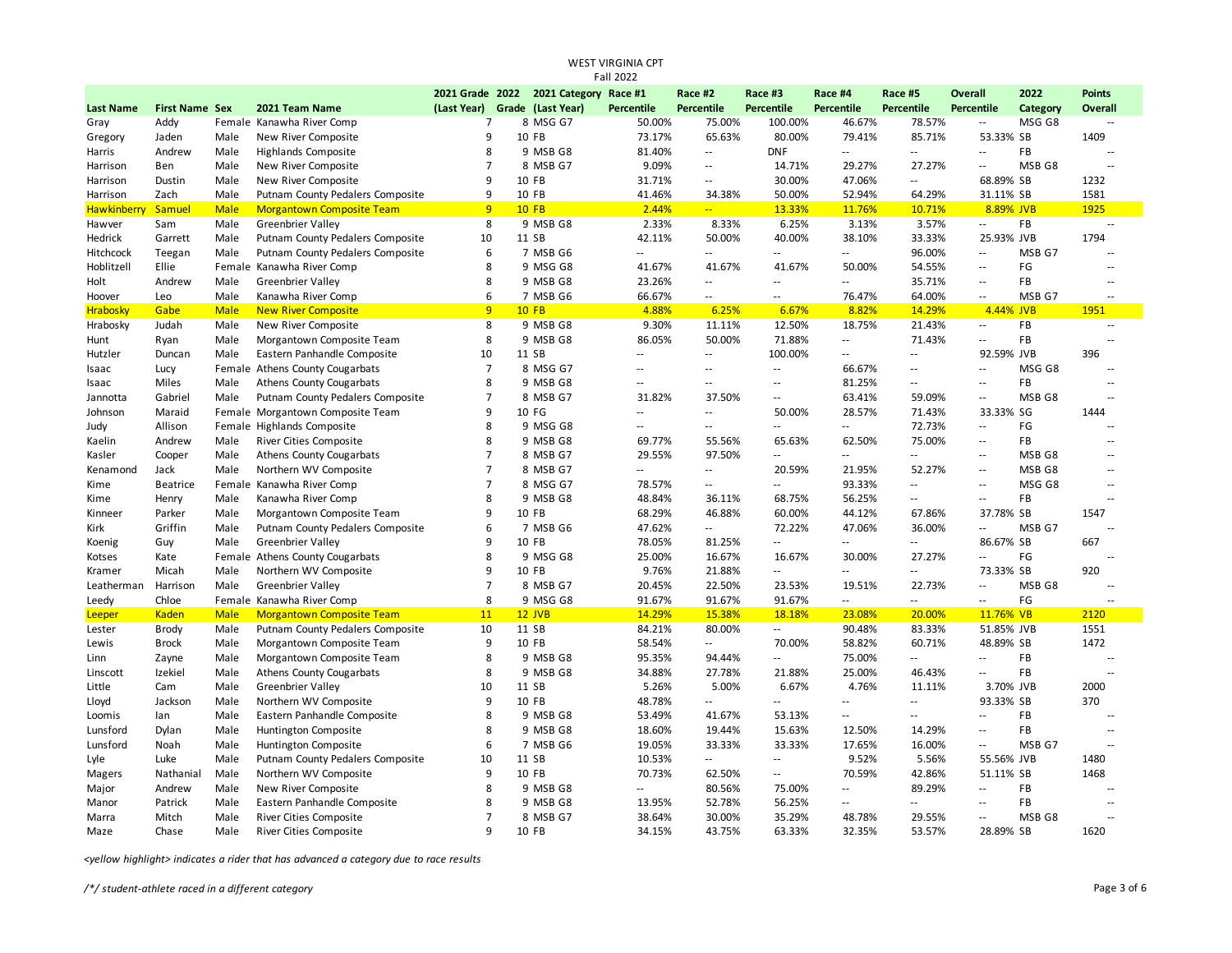# WEST VIRGINIA CPT

## Fall 2022

| Last Name | First Name | Sex | 2021 Team Name | 2021 Grade (Last Year) | 2022 Grade | 2021 Category (Last Year) | Race #1 Percentile | Race #2 Percentile | Race #3 Percentile | Race #4 Percentile | Race #5 Percentile | Overall Percentile | 2022 Category | Points Overall |
|---|---|---|---|---|---|---|---|---|---|---|---|---|---|---|
| Gray | Addy | Female | Kanawha River Comp | 7 | 8 | MSG G7 | 50.00% | 75.00% | 100.00% | 46.67% | 78.57% | -- | MSG G8 | -- |
| Gregory | Jaden | Male | New River Composite | 9 | 10 | FB | 73.17% | 65.63% | 80.00% | 79.41% | 85.71% | 53.33% | SB | 1409 |
| Harris | Andrew | Male | Highlands Composite | 8 | 9 | MSB G8 | 81.40% | -- | DNF | -- | -- | -- | FB | -- |
| Harrison | Ben | Male | New River Composite | 7 | 8 | MSB G7 | 9.09% | -- | 14.71% | 29.27% | 27.27% | -- | MSB G8 | -- |
| Harrison | Dustin | Male | New River Composite | 9 | 10 | FB | 31.71% | -- | 30.00% | 47.06% | -- | 68.89% | SB | 1232 |
| Harrison | Zach | Male | Putnam County Pedalers Composite | 9 | 10 | FB | 41.46% | 34.38% | 50.00% | 52.94% | 64.29% | 31.11% | SB | 1581 |
| Hawkinberry | Samuel | Male | Morgantown Composite Team | 9 | 10 | FB | 2.44% | -- | 13.33% | 11.76% | 10.71% | 8.89% | JVB | 1925 |
| Hawver | Sam | Male | Greenbrier Valley | 8 | 9 | MSB G8 | 2.33% | 8.33% | 6.25% | 3.13% | 3.57% | -- | FB | -- |
| Hedrick | Garrett | Male | Putnam County Pedalers Composite | 10 | 11 | SB | 42.11% | 50.00% | 40.00% | 38.10% | 33.33% | 25.93% | JVB | 1794 |
| Hitchcock | Teegan | Male | Putnam County Pedalers Composite | 6 | 7 | MSB G6 | -- | -- | -- | -- | 96.00% | -- | MSB G7 | -- |
| Hoblitzell | Ellie | Female | Kanawha River Comp | 8 | 9 | MSG G8 | 41.67% | 41.67% | 41.67% | 50.00% | 54.55% | -- | FG | -- |
| Holt | Andrew | Male | Greenbrier Valley | 8 | 9 | MSB G8 | 23.26% | -- | -- | -- | 35.71% | -- | FB | -- |
| Hoover | Leo | Male | Kanawha River Comp | 6 | 7 | MSB G6 | 66.67% | -- | -- | 76.47% | 64.00% | -- | MSB G7 | -- |
| Hrabosky | Gabe | Male | New River Composite | 9 | 10 | FB | 4.88% | 6.25% | 6.67% | 8.82% | 14.29% | 4.44% | JVB | 1951 |
| Hrabosky | Judah | Male | New River Composite | 8 | 9 | MSB G8 | 9.30% | 11.11% | 12.50% | 18.75% | 21.43% | -- | FB | -- |
| Hunt | Ryan | Male | Morgantown Composite Team | 8 | 9 | MSB G8 | 86.05% | 50.00% | 71.88% | -- | 71.43% | -- | FB | -- |
| Hutzler | Duncan | Male | Eastern Panhandle Composite | 10 | 11 | SB | -- | -- | 100.00% | -- | -- | 92.59% | JVB | 396 |
| Isaac | Lucy | Female | Athens County Cougarbats | 7 | 8 | MSG G7 | -- | -- | -- | 66.67% | -- | -- | MSG G8 | -- |
| Isaac | Miles | Male | Athens County Cougarbats | 8 | 9 | MSB G8 | -- | -- | -- | 81.25% | -- | -- | FB | -- |
| Jannotta | Gabriel | Male | Putnam County Pedalers Composite | 7 | 8 | MSB G7 | 31.82% | 37.50% | -- | 63.41% | 59.09% | -- | MSB G8 | -- |
| Johnson | Maraid | Female | Morgantown Composite Team | 9 | 10 | FG | -- | -- | 50.00% | 28.57% | 71.43% | 33.33% | SG | 1444 |
| Judy | Allison | Female | Highlands Composite | 8 | 9 | MSG G8 | -- | -- | -- | -- | 72.73% | -- | FG | -- |
| Kaelin | Andrew | Male | River Cities Composite | 8 | 9 | MSB G8 | 69.77% | 55.56% | 65.63% | 62.50% | 75.00% | -- | FB | -- |
| Kasler | Cooper | Male | Athens County Cougarbats | 7 | 8 | MSB G7 | 29.55% | 97.50% | -- | -- | -- | -- | MSB G8 | -- |
| Kenamond | Jack | Male | Northern WV Composite | 7 | 8 | MSB G7 | -- | -- | 20.59% | 21.95% | 52.27% | -- | MSB G8 | -- |
| Kime | Beatrice | Female | Kanawha River Comp | 7 | 8 | MSG G7 | 78.57% | -- | -- | 93.33% | -- | -- | MSG G8 | -- |
| Kime | Henry | Male | Kanawha River Comp | 8 | 9 | MSB G8 | 48.84% | 36.11% | 68.75% | 56.25% | -- | -- | FB | -- |
| Kinneer | Parker | Male | Morgantown Composite Team | 9 | 10 | FB | 68.29% | 46.88% | 60.00% | 44.12% | 67.86% | 37.78% | SB | 1547 |
| Kirk | Griffin | Male | Putnam County Pedalers Composite | 6 | 7 | MSB G6 | 47.62% | -- | 72.22% | 47.06% | 36.00% | -- | MSB G7 | -- |
| Koenig | Guy | Male | Greenbrier Valley | 9 | 10 | FB | 78.05% | 81.25% | -- | -- | -- | 86.67% | SB | 667 |
| Kotses | Kate | Female | Athens County Cougarbats | 8 | 9 | MSG G8 | 25.00% | 16.67% | 16.67% | 30.00% | 27.27% | -- | FG | -- |
| Kramer | Micah | Male | Northern WV Composite | 9 | 10 | FB | 9.76% | 21.88% | -- | -- | -- | 73.33% | SB | 920 |
| Leatherman | Harrison | Male | Greenbrier Valley | 7 | 8 | MSB G7 | 20.45% | 22.50% | 23.53% | 19.51% | 22.73% | -- | MSB G8 | -- |
| Leedy | Chloe | Female | Kanawha River Comp | 8 | 9 | MSG G8 | 91.67% | 91.67% | 91.67% | -- | -- | -- | FG | -- |
| Leeper | Kaden | Male | Morgantown Composite Team | 11 | 12 | JVB | 14.29% | 15.38% | 18.18% | 23.08% | 20.00% | 11.76% | VB | 2120 |
| Lester | Brody | Male | Putnam County Pedalers Composite | 10 | 11 | SB | 84.21% | 80.00% | -- | 90.48% | 83.33% | 51.85% | JVB | 1551 |
| Lewis | Brock | Male | Morgantown Composite Team | 9 | 10 | FB | 58.54% | -- | 70.00% | 58.82% | 60.71% | 48.89% | SB | 1472 |
| Linn | Zayne | Male | Morgantown Composite Team | 8 | 9 | MSB G8 | 95.35% | 94.44% | -- | 75.00% | -- | -- | FB | -- |
| Linscott | Izekiel | Male | Athens County Cougarbats | 8 | 9 | MSB G8 | 34.88% | 27.78% | 21.88% | 25.00% | 46.43% | -- | FB | -- |
| Little | Cam | Male | Greenbrier Valley | 10 | 11 | SB | 5.26% | 5.00% | 6.67% | 4.76% | 11.11% | 3.70% | JVB | 2000 |
| Lloyd | Jackson | Male | Northern WV Composite | 9 | 10 | FB | 48.78% | -- | -- | -- | -- | 93.33% | SB | 370 |
| Loomis | Ian | Male | Eastern Panhandle Composite | 8 | 9 | MSB G8 | 53.49% | 41.67% | 53.13% | -- | -- | -- | FB | -- |
| Lunsford | Dylan | Male | Huntington Composite | 8 | 9 | MSB G8 | 18.60% | 19.44% | 15.63% | 12.50% | 14.29% | -- | FB | -- |
| Lunsford | Noah | Male | Huntington Composite | 6 | 7 | MSB G6 | 19.05% | 33.33% | 33.33% | 17.65% | 16.00% | -- | MSB G7 | -- |
| Lyle | Luke | Male | Putnam County Pedalers Composite | 10 | 11 | SB | 10.53% | -- | -- | 9.52% | 5.56% | 55.56% | JVB | 1480 |
| Magers | Nathanial | Male | Northern WV Composite | 9 | 10 | FB | 70.73% | 62.50% | -- | 70.59% | 42.86% | 51.11% | SB | 1468 |
| Major | Andrew | Male | New River Composite | 8 | 9 | MSB G8 | -- | 80.56% | 75.00% | -- | 89.29% | -- | FB | -- |
| Manor | Patrick | Male | Eastern Panhandle Composite | 8 | 9 | MSB G8 | 13.95% | 52.78% | 56.25% | -- | -- | -- | FB | -- |
| Marra | Mitch | Male | River Cities Composite | 7 | 8 | MSB G7 | 38.64% | 30.00% | 35.29% | 48.78% | 29.55% | -- | MSB G8 | -- |
| Maze | Chase | Male | River Cities Composite | 9 | 10 | FB | 34.15% | 43.75% | 63.33% | 32.35% | 53.57% | 28.89% | SB | 1620 |

*<yellow highlight> indicates a rider that has advanced a category due to race results*

*/*/ student-athlete raced in a different category*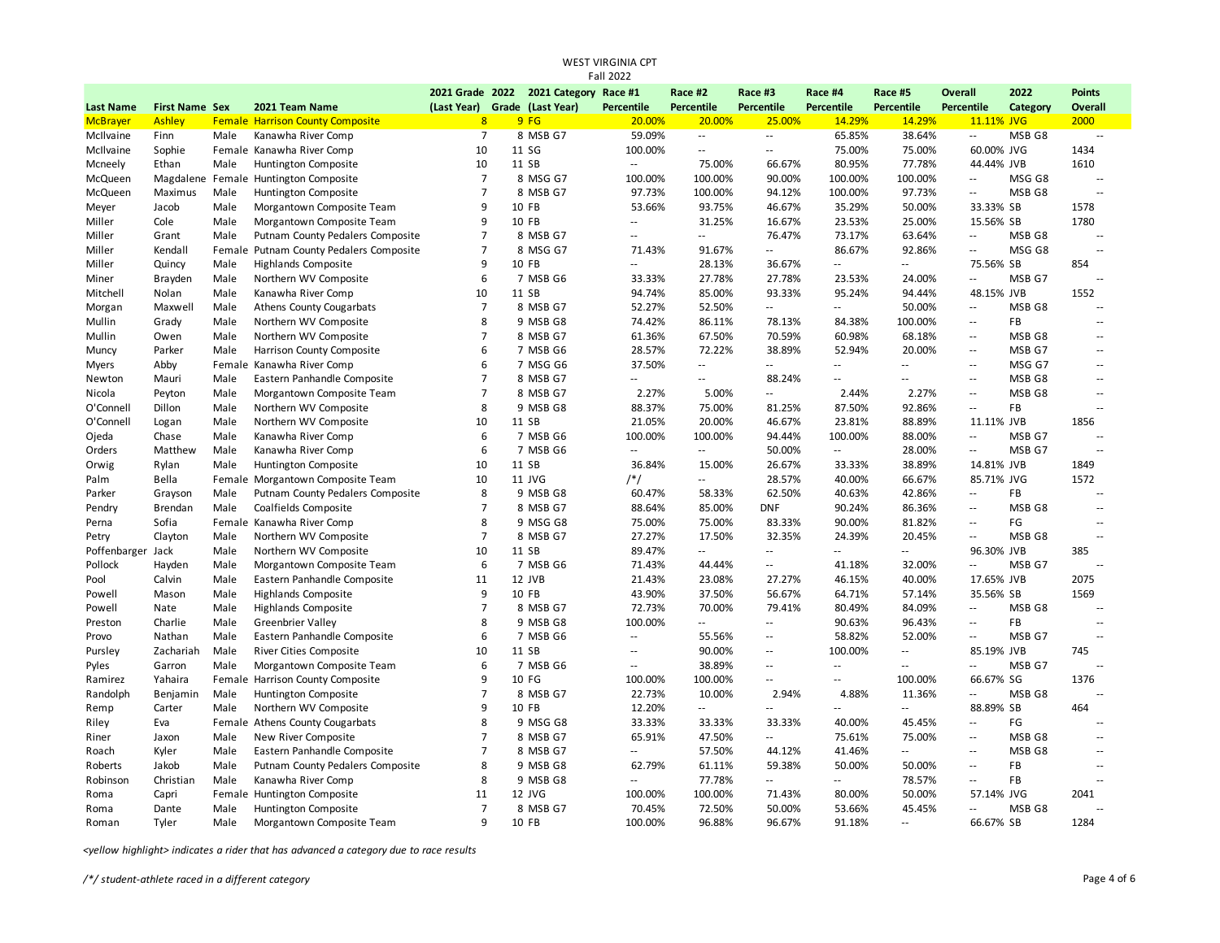WEST VIRGINIA CPT

Fall 2022

| Last Name | First Name | Sex | 2021 Team Name | 2021 Grade (Last Year) | 2022 Grade | 2021 Category (Last Year) | Race #1 Percentile | Race #2 Percentile | Race #3 Percentile | Race #4 Percentile | Race #5 Percentile | Overall Percentile | 2022 Category | Points Overall |
|---|---|---|---|---|---|---|---|---|---|---|---|---|---|---|
| McBrayer | Ashley | Female | Harrison County Composite | 8 | 9 | FG | 20.00% | 20.00% | 25.00% | 14.29% | 14.29% | 11.11% | JVG | 2000 |
| McIlvaine | Finn | Male | Kanawha River Comp | 7 | 8 | MSB G7 | 59.09% | -- | -- | 65.85% | 38.64% | -- | MSB G8 | -- |
| McIlvaine | Sophie | Female | Kanawha River Comp | 10 | 11 | SG | 100.00% | -- | -- | 75.00% | 75.00% | 60.00% | JVG | 1434 |
| Mcneely | Ethan | Male | Huntington Composite | 10 | 11 | SB | -- | 75.00% | 66.67% | 80.95% | 77.78% | 44.44% | JVB | 1610 |
| McQueen | Magdalene | Female | Huntington Composite | 7 | 8 | MSG G7 | 100.00% | 100.00% | 90.00% | 100.00% | 100.00% | -- | MSG G8 | -- |
| McQueen | Maximus | Male | Huntington Composite | 7 | 8 | MSB G7 | 97.73% | 100.00% | 94.12% | 100.00% | 97.73% | -- | MSB G8 | -- |
| Meyer | Jacob | Male | Morgantown Composite Team | 9 | 10 | FB | 53.66% | 93.75% | 46.67% | 35.29% | 50.00% | 33.33% | SB | 1578 |
| Miller | Cole | Male | Morgantown Composite Team | 9 | 10 | FB | -- | 31.25% | 16.67% | 23.53% | 25.00% | 15.56% | SB | 1780 |
| Miller | Grant | Male | Putnam County Pedalers Composite | 7 | 8 | MSB G7 | -- | -- | 76.47% | 73.17% | 63.64% | -- | MSB G8 | -- |
| Miller | Kendall | Female | Putnam County Pedalers Composite | 7 | 8 | MSG G7 | 71.43% | 91.67% | -- | 86.67% | 92.86% | -- | MSG G8 | -- |
| Miller | Quincy | Male | Highlands Composite | 9 | 10 | FB | -- | 28.13% | 36.67% | -- | -- | 75.56% | SB | 854 |
| Miner | Brayden | Male | Northern WV Composite | 6 | 7 | MSB G6 | 33.33% | 27.78% | 27.78% | 23.53% | 24.00% | -- | MSB G7 | -- |
| Mitchell | Nolan | Male | Kanawha River Comp | 10 | 11 | SB | 94.74% | 85.00% | 93.33% | 95.24% | 94.44% | 48.15% | JVB | 1552 |
| Morgan | Maxwell | Male | Athens County Cougarbats | 7 | 8 | MSB G7 | 52.27% | 52.50% | -- | -- | 50.00% | -- | MSB G8 | -- |
| Mullin | Grady | Male | Northern WV Composite | 8 | 9 | MSB G8 | 74.42% | 86.11% | 78.13% | 84.38% | 100.00% | -- | FB | -- |
| Mullin | Owen | Male | Northern WV Composite | 7 | 8 | MSB G7 | 61.36% | 67.50% | 70.59% | 60.98% | 68.18% | -- | MSB G8 | -- |
| Muncy | Parker | Male | Harrison County Composite | 6 | 7 | MSB G6 | 28.57% | 72.22% | 38.89% | 52.94% | 20.00% | -- | MSB G7 | -- |
| Myers | Abby | Female | Kanawha River Comp | 6 | 7 | MSG G6 | 37.50% | -- | -- | -- | -- | -- | MSG G7 | -- |
| Newton | Mauri | Male | Eastern Panhandle Composite | 7 | 8 | MSB G7 | -- | -- | 88.24% | -- | -- | -- | MSB G8 | -- |
| Nicola | Peyton | Male | Morgantown Composite Team | 7 | 8 | MSB G7 | 2.27% | 5.00% | -- | 2.44% | 2.27% | -- | MSB G8 | -- |
| O'Connell | Dillon | Male | Northern WV Composite | 8 | 9 | MSB G8 | 88.37% | 75.00% | 81.25% | 87.50% | 92.86% | -- | FB | -- |
| O'Connell | Logan | Male | Northern WV Composite | 10 | 11 | SB | 21.05% | 20.00% | 46.67% | 23.81% | 88.89% | 11.11% | JVB | 1856 |
| Ojeda | Chase | Male | Kanawha River Comp | 6 | 7 | MSB G6 | 100.00% | 100.00% | 94.44% | 100.00% | 88.00% | -- | MSB G7 | -- |
| Orders | Matthew | Male | Kanawha River Comp | 6 | 7 | MSB G6 | -- | -- | 50.00% | -- | 28.00% | -- | MSB G7 | -- |
| Orwig | Rylan | Male | Huntington Composite | 10 | 11 | SB | 36.84% | 15.00% | 26.67% | 33.33% | 38.89% | 14.81% | JVB | 1849 |
| Palm | Bella | Female | Morgantown Composite Team | 10 | 11 | JVG | /*/ | -- | 28.57% | 40.00% | 66.67% | 85.71% | JVG | 1572 |
| Parker | Grayson | Male | Putnam County Pedalers Composite | 8 | 9 | MSB G8 | 60.47% | 58.33% | 62.50% | 40.63% | 42.86% | -- | FB | -- |
| Pendry | Brendan | Male | Coalfields Composite | 7 | 8 | MSB G7 | 88.64% | 85.00% | DNF | 90.24% | 86.36% | -- | MSB G8 | -- |
| Perna | Sofia | Female | Kanawha River Comp | 8 | 9 | MSG G8 | 75.00% | 75.00% | 83.33% | 90.00% | 81.82% | -- | FG | -- |
| Petry | Clayton | Male | Northern WV Composite | 7 | 8 | MSB G7 | 27.27% | 17.50% | 32.35% | 24.39% | 20.45% | -- | MSB G8 | -- |
| Poffenbarger | Jack | Male | Northern WV Composite | 10 | 11 | SB | 89.47% | -- | -- | -- | -- | 96.30% | JVB | 385 |
| Pollock | Hayden | Male | Morgantown Composite Team | 6 | 7 | MSB G6 | 71.43% | 44.44% | -- | 41.18% | 32.00% | -- | MSB G7 | -- |
| Pool | Calvin | Male | Eastern Panhandle Composite | 11 | 12 | JVB | 21.43% | 23.08% | 27.27% | 46.15% | 40.00% | 17.65% | JVB | 2075 |
| Powell | Mason | Male | Highlands Composite | 9 | 10 | FB | 43.90% | 37.50% | 56.67% | 64.71% | 57.14% | 35.56% | SB | 1569 |
| Powell | Nate | Male | Highlands Composite | 7 | 8 | MSB G7 | 72.73% | 70.00% | 79.41% | 80.49% | 84.09% | -- | MSB G8 | -- |
| Preston | Charlie | Male | Greenbrier Valley | 8 | 9 | MSB G8 | 100.00% | -- | -- | 90.63% | 96.43% | -- | FB | -- |
| Provo | Nathan | Male | Eastern Panhandle Composite | 6 | 7 | MSB G6 | -- | 55.56% | -- | 58.82% | 52.00% | -- | MSB G7 | -- |
| Pursley | Zachariah | Male | River Cities Composite | 10 | 11 | SB | -- | 90.00% | -- | 100.00% | -- | 85.19% | JVB | 745 |
| Pyles | Garron | Male | Morgantown Composite Team | 6 | 7 | MSB G6 | -- | 38.89% | -- | -- | -- | -- | MSB G7 | -- |
| Ramirez | Yahaira | Female | Harrison County Composite | 9 | 10 | FG | 100.00% | 100.00% | -- | -- | 100.00% | 66.67% | SG | 1376 |
| Randolph | Benjamin | Male | Huntington Composite | 7 | 8 | MSB G7 | 22.73% | 10.00% | 2.94% | 4.88% | 11.36% | -- | MSB G8 | -- |
| Remp | Carter | Male | Northern WV Composite | 9 | 10 | FB | 12.20% | -- | -- | -- | -- | 88.89% | SB | 464 |
| Riley | Eva | Female | Athens County Cougarbats | 8 | 9 | MSG G8 | 33.33% | 33.33% | 33.33% | 40.00% | 45.45% | -- | FG | -- |
| Riner | Jaxon | Male | New River Composite | 7 | 8 | MSB G7 | 65.91% | 47.50% | -- | 75.61% | 75.00% | -- | MSB G8 | -- |
| Roach | Kyler | Male | Eastern Panhandle Composite | 7 | 8 | MSB G7 | -- | 57.50% | 44.12% | 41.46% | -- | -- | MSB G8 | -- |
| Roberts | Jakob | Male | Putnam County Pedalers Composite | 8 | 9 | MSB G8 | 62.79% | 61.11% | 59.38% | 50.00% | 50.00% | -- | FB | -- |
| Robinson | Christian | Male | Kanawha River Comp | 8 | 9 | MSB G8 | -- | 77.78% | -- | -- | 78.57% | -- | FB | -- |
| Roma | Capri | Female | Huntington Composite | 11 | 12 | JVG | 100.00% | 100.00% | 71.43% | 80.00% | 50.00% | 57.14% | JVG | 2041 |
| Roma | Dante | Male | Huntington Composite | 7 | 8 | MSB G7 | 70.45% | 72.50% | 50.00% | 53.66% | 45.45% | -- | MSB G8 | -- |
| Roman | Tyler | Male | Morgantown Composite Team | 9 | 10 | FB | 100.00% | 96.88% | 96.67% | 91.18% | -- | 66.67% | SB | 1284 |

*<yellow highlight> indicates a rider that has advanced a category due to race results*

*/*/ student-athlete raced in a different category*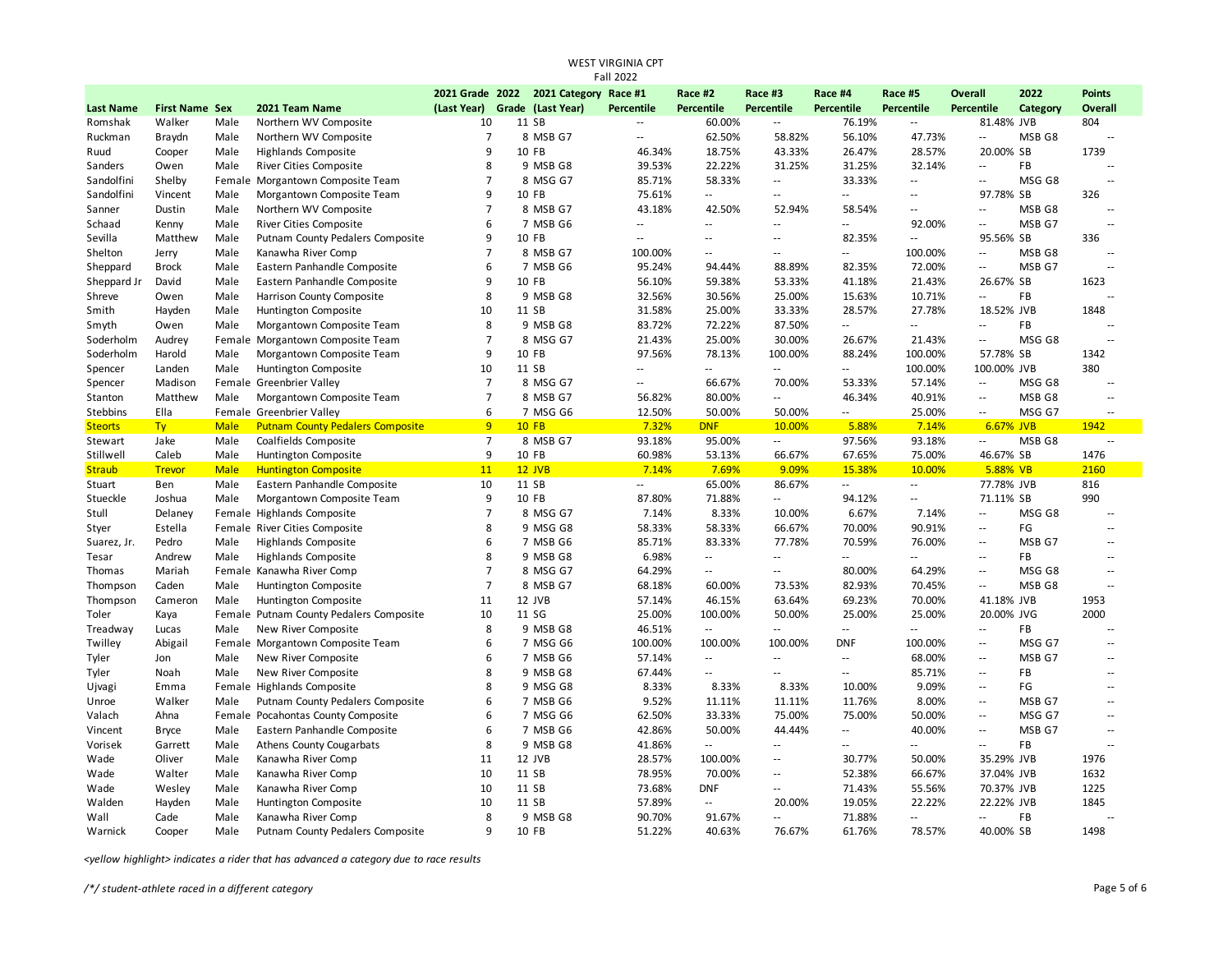WEST VIRGINIA CPT
Fall 2022

| Last Name | First Name | Sex | 2021 Team Name | 2021 Grade (Last Year) | 2022 Grade | 2021 Category (Last Year) | Race #1 Percentile | Race #2 Percentile | Race #3 Percentile | Race #4 Percentile | Race #5 Percentile | Overall Percentile | 2022 Category | Points Overall |
|---|---|---|---|---|---|---|---|---|---|---|---|---|---|---|
| Romshak | Walker | Male | Northern WV Composite | 10 | 11 | SB | -- | 60.00% | -- | 76.19% | -- | 81.48% | JVB | 804 |
| Ruckman | Braydn | Male | Northern WV Composite | 7 | 8 | MSB G7 | -- | 62.50% | 58.82% | 56.10% | 47.73% | -- | MSB G8 | -- |
| Ruud | Cooper | Male | Highlands Composite | 9 | 10 | FB | 46.34% | 18.75% | 43.33% | 26.47% | 28.57% | 20.00% | SB | 1739 |
| Sanders | Owen | Male | River Cities Composite | 8 | 9 | MSB G8 | 39.53% | 22.22% | 31.25% | 31.25% | 32.14% | -- | FB | -- |
| Sandolfini | Shelby | Female | Morgantown Composite Team | 7 | 8 | MSG G7 | 85.71% | 58.33% | -- | 33.33% | -- | -- | MSG G8 | -- |
| Sandolfini | Vincent | Male | Morgantown Composite Team | 9 | 10 | FB | 75.61% | -- | -- | -- | -- | 97.78% | SB | 326 |
| Sanner | Dustin | Male | Northern WV Composite | 7 | 8 | MSB G7 | 43.18% | 42.50% | 52.94% | 58.54% | -- | -- | MSB G8 | -- |
| Schaad | Kenny | Male | River Cities Composite | 6 | 7 | MSB G6 | -- | -- | -- | -- | 92.00% | -- | MSB G7 | -- |
| Sevilla | Matthew | Male | Putnam County Pedalers Composite | 9 | 10 | FB | -- | -- | -- | 82.35% | -- | 95.56% | SB | 336 |
| Shelton | Jerry | Male | Kanawha River Comp | 7 | 8 | MSB G7 | 100.00% | -- | -- | -- | 100.00% | -- | MSB G8 | -- |
| Sheppard | Brock | Male | Eastern Panhandle Composite | 6 | 7 | MSB G6 | 95.24% | 94.44% | 88.89% | 82.35% | 72.00% | -- | MSB G7 | -- |
| Sheppard Jr | David | Male | Eastern Panhandle Composite | 9 | 10 | FB | 56.10% | 59.38% | 53.33% | 41.18% | 21.43% | 26.67% | SB | 1623 |
| Shreve | Owen | Male | Harrison County Composite | 8 | 9 | MSB G8 | 32.56% | 30.56% | 25.00% | 15.63% | 10.71% | -- | FB | -- |
| Smith | Hayden | Male | Huntington Composite | 10 | 11 | SB | 31.58% | 25.00% | 33.33% | 28.57% | 27.78% | 18.52% | JVB | 1848 |
| Smyth | Owen | Male | Morgantown Composite Team | 8 | 9 | MSB G8 | 83.72% | 72.22% | 87.50% | -- | -- | -- | FB | -- |
| Soderholm | Audrey | Female | Morgantown Composite Team | 7 | 8 | MSG G7 | 21.43% | 25.00% | 30.00% | 26.67% | 21.43% | -- | MSG G8 | -- |
| Soderholm | Harold | Male | Morgantown Composite Team | 9 | 10 | FB | 97.56% | 78.13% | 100.00% | 88.24% | 100.00% | 57.78% | SB | 1342 |
| Spencer | Landen | Male | Huntington Composite | 10 | 11 | SB | -- | -- | -- | -- | 100.00% | 100.00% | JVB | 380 |
| Spencer | Madison | Female | Greenbrier Valley | 7 | 8 | MSG G7 | -- | 66.67% | 70.00% | 53.33% | 57.14% | -- | MSG G8 | -- |
| Stanton | Matthew | Male | Morgantown Composite Team | 7 | 8 | MSB G7 | 56.82% | 80.00% | -- | 46.34% | 40.91% | -- | MSB G8 | -- |
| Stebbins | Ella | Female | Greenbrier Valley | 6 | 7 | MSG G6 | 12.50% | 50.00% | 50.00% | -- | 25.00% | -- | MSG G7 | -- |
| Steorts | Ty | Male | Putnam County Pedalers Composite | 9 | 10 | FB | 7.32% | DNF | 10.00% | 5.88% | 7.14% | 6.67% | JVB | 1942 |
| Stewart | Jake | Male | Coalfields Composite | 7 | 8 | MSB G7 | 93.18% | 95.00% | -- | 97.56% | 93.18% | -- | MSB G8 | -- |
| Stillwell | Caleb | Male | Huntington Composite | 9 | 10 | FB | 60.98% | 53.13% | 66.67% | 67.65% | 75.00% | 46.67% | SB | 1476 |
| Straub | Trevor | Male | Huntington Composite | 11 | 12 | JVB | 7.14% | 7.69% | 9.09% | 15.38% | 10.00% | 5.88% | VB | 2160 |
| Stuart | Ben | Male | Eastern Panhandle Composite | 10 | 11 | SB | -- | 65.00% | 86.67% | -- | -- | 77.78% | JVB | 816 |
| Stueckle | Joshua | Male | Morgantown Composite Team | 9 | 10 | FB | 87.80% | 71.88% | -- | 94.12% | -- | 71.11% | SB | 990 |
| Stull | Delaney | Female | Highlands Composite | 7 | 8 | MSG G7 | 7.14% | 8.33% | 10.00% | 6.67% | 7.14% | -- | MSG G8 | -- |
| Styer | Estella | Female | River Cities Composite | 8 | 9 | MSG G8 | 58.33% | 58.33% | 66.67% | 70.00% | 90.91% | -- | FG | -- |
| Suarez, Jr. | Pedro | Male | Highlands Composite | 6 | 7 | MSB G6 | 85.71% | 83.33% | 77.78% | 70.59% | 76.00% | -- | MSB G7 | -- |
| Tesar | Andrew | Male | Highlands Composite | 8 | 9 | MSB G8 | 6.98% | -- | -- | -- | -- | -- | FB | -- |
| Thomas | Mariah | Female | Kanawha River Comp | 7 | 8 | MSG G7 | 64.29% | -- | -- | 80.00% | 64.29% | -- | MSG G8 | -- |
| Thompson | Caden | Male | Huntington Composite | 7 | 8 | MSB G7 | 68.18% | 60.00% | 73.53% | 82.93% | 70.45% | -- | MSB G8 | -- |
| Thompson | Cameron | Male | Huntington Composite | 11 | 12 | JVB | 57.14% | 46.15% | 63.64% | 69.23% | 70.00% | 41.18% | JVB | 1953 |
| Toler | Kaya | Female | Putnam County Pedalers Composite | 10 | 11 | SG | 25.00% | 100.00% | 50.00% | 25.00% | 25.00% | 20.00% | JVG | 2000 |
| Treadway | Lucas | Male | New River Composite | 8 | 9 | MSB G8 | 46.51% | -- | -- | -- | -- | -- | FB | -- |
| Twilley | Abigail | Female | Morgantown Composite Team | 6 | 7 | MSG G6 | 100.00% | 100.00% | 100.00% | DNF | 100.00% | -- | MSG G7 | -- |
| Tyler | Jon | Male | New River Composite | 6 | 7 | MSB G6 | 57.14% | -- | -- | -- | 68.00% | -- | MSB G7 | -- |
| Tyler | Noah | Male | New River Composite | 8 | 9 | MSB G8 | 67.44% | -- | -- | -- | 85.71% | -- | FB | -- |
| Ujvagi | Emma | Female | Highlands Composite | 8 | 9 | MSG G8 | 8.33% | 8.33% | 8.33% | 10.00% | 9.09% | -- | FG | -- |
| Unroe | Walker | Male | Putnam County Pedalers Composite | 6 | 7 | MSB G6 | 9.52% | 11.11% | 11.11% | 11.76% | 8.00% | -- | MSB G7 | -- |
| Valach | Ahna | Female | Pocahontas County Composite | 6 | 7 | MSG G6 | 62.50% | 33.33% | 75.00% | 75.00% | 50.00% | -- | MSG G7 | -- |
| Vincent | Bryce | Male | Eastern Panhandle Composite | 6 | 7 | MSB G6 | 42.86% | 50.00% | 44.44% | -- | 40.00% | -- | MSB G7 | -- |
| Vorisek | Garrett | Male | Athens County Cougarbats | 8 | 9 | MSB G8 | 41.86% | -- | -- | -- | -- | -- | FB | -- |
| Wade | Oliver | Male | Kanawha River Comp | 11 | 12 | JVB | 28.57% | 100.00% | -- | 30.77% | 50.00% | 35.29% | JVB | 1976 |
| Wade | Walter | Male | Kanawha River Comp | 10 | 11 | SB | 78.95% | 70.00% | -- | 52.38% | 66.67% | 37.04% | JVB | 1632 |
| Wade | Wesley | Male | Kanawha River Comp | 10 | 11 | SB | 73.68% | DNF | -- | 71.43% | 55.56% | 70.37% | JVB | 1225 |
| Walden | Hayden | Male | Huntington Composite | 10 | 11 | SB | 57.89% | -- | 20.00% | 19.05% | 22.22% | 22.22% | JVB | 1845 |
| Wall | Cade | Male | Kanawha River Comp | 8 | 9 | MSB G8 | 90.70% | 91.67% | -- | 71.88% | -- | -- | FB | -- |
| Warnick | Cooper | Male | Putnam County Pedalers Composite | 9 | 10 | FB | 51.22% | 40.63% | 76.67% | 61.76% | 78.57% | 40.00% | SB | 1498 |

*<yellow highlight> indicates a rider that has advanced a category due to race results*

*/*/ student-athlete raced in a different category*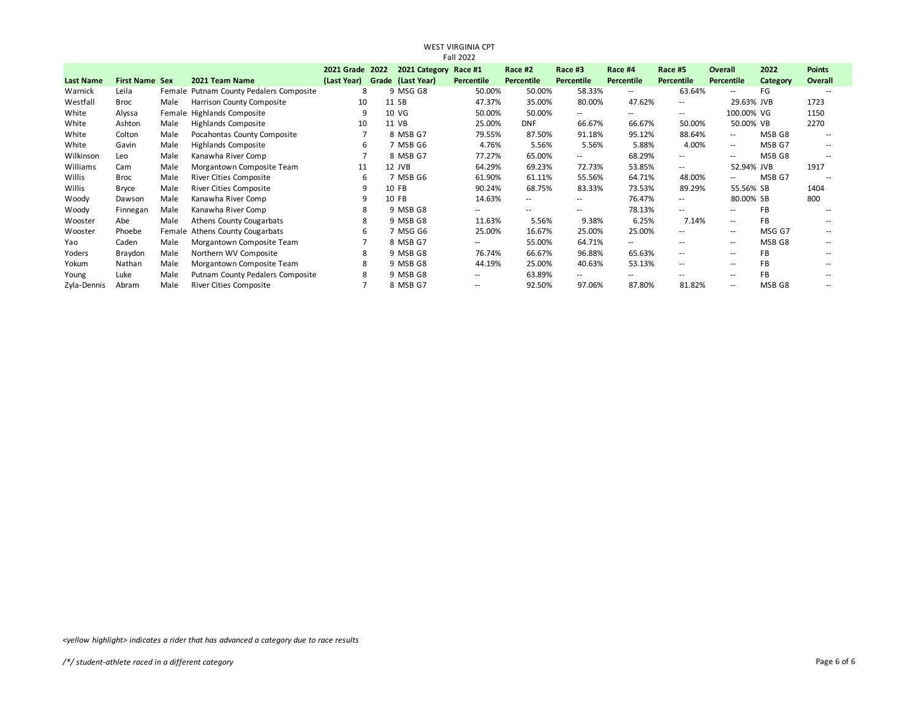WEST VIRGINIA CPT

Fall 2022

| Last Name | First Name | Sex | 2021 Team Name | 2021 Grade (Last Year) | 2022 Grade | 2021 Category (Last Year) | Race #1 Percentile | Race #2 Percentile | Race #3 Percentile | Race #4 Percentile | Race #5 Percentile | Overall Percentile | 2022 Category | Points Overall |
|---|---|---|---|---|---|---|---|---|---|---|---|---|---|---|
| Warnick | Leila | Female | Putnam County Pedalers Composite | 8 | 9 | MSG G8 | 50.00% | 50.00% | 58.33% | -- | 63.64% | -- | FG | -- |
| Westfall | Broc | Male | Harrison County Composite | 10 | 11 | SB | 47.37% | 35.00% | 80.00% | 47.62% | -- | 29.63% | JVB | 1723 |
| White | Alyssa | Female | Highlands Composite | 9 | 10 | VG | 50.00% | 50.00% | -- | -- | -- | 100.00% | VG | 1150 |
| White | Ashton | Male | Highlands Composite | 10 | 11 | VB | 25.00% | DNF | 66.67% | 66.67% | 50.00% | 50.00% | VB | 2270 |
| White | Colton | Male | Pocahontas County Composite | 7 | 8 | MSB G7 | 79.55% | 87.50% | 91.18% | 95.12% | 88.64% | -- | MSB G8 | -- |
| White | Gavin | Male | Highlands Composite | 6 | 7 | MSB G6 | 4.76% | 5.56% | 5.56% | 5.88% | 4.00% | -- | MSB G7 | -- |
| Wilkinson | Leo | Male | Kanawha River Comp | 7 | 8 | MSB G7 | 77.27% | 65.00% | -- | 68.29% | -- | -- | MSB G8 | -- |
| Williams | Cam | Male | Morgantown Composite Team | 11 | 12 | JVB | 64.29% | 69.23% | 72.73% | 53.85% | -- | 52.94% | JVB | 1917 |
| Willis | Broc | Male | River Cities Composite | 6 | 7 | MSB G6 | 61.90% | 61.11% | 55.56% | 64.71% | 48.00% | -- | MSB G7 | -- |
| Willis | Bryce | Male | River Cities Composite | 9 | 10 | FB | 90.24% | 68.75% | 83.33% | 73.53% | 89.29% | 55.56% | SB | 1404 |
| Woody | Dawson | Male | Kanawha River Comp | 9 | 10 | FB | 14.63% | -- | -- | 76.47% | -- | 80.00% | SB | 800 |
| Woody | Finnegan | Male | Kanawha River Comp | 8 | 9 | MSB G8 | -- | -- | -- | 78.13% | -- | -- | FB | -- |
| Wooster | Abe | Male | Athens County Cougarbats | 8 | 9 | MSB G8 | 11.63% | 5.56% | 9.38% | 6.25% | 7.14% | -- | FB | -- |
| Wooster | Phoebe | Female | Athens County Cougarbats | 6 | 7 | MSG G6 | 25.00% | 16.67% | 25.00% | 25.00% | -- | -- | MSG G7 | -- |
| Yao | Caden | Male | Morgantown Composite Team | 7 | 8 | MSB G7 | -- | 55.00% | 64.71% | -- | -- | -- | MSB G8 | -- |
| Yoders | Braydon | Male | Northern WV Composite | 8 | 9 | MSB G8 | 76.74% | 66.67% | 96.88% | 65.63% | -- | -- | FB | -- |
| Yokum | Nathan | Male | Morgantown Composite Team | 8 | 9 | MSB G8 | 44.19% | 25.00% | 40.63% | 53.13% | -- | -- | FB | -- |
| Young | Luke | Male | Putnam County Pedalers Composite | 8 | 9 | MSB G8 | -- | 63.89% | -- | -- | -- | -- | FB | -- |
| Zyla-Dennis | Abram | Male | River Cities Composite | 7 | 8 | MSB G7 | -- | 92.50% | 97.06% | 87.80% | 81.82% | -- | MSB G8 | -- |

*<yellow highlight> indicates a rider that has advanced a category due to race results*

*/*/ student-athlete raced in a different category*